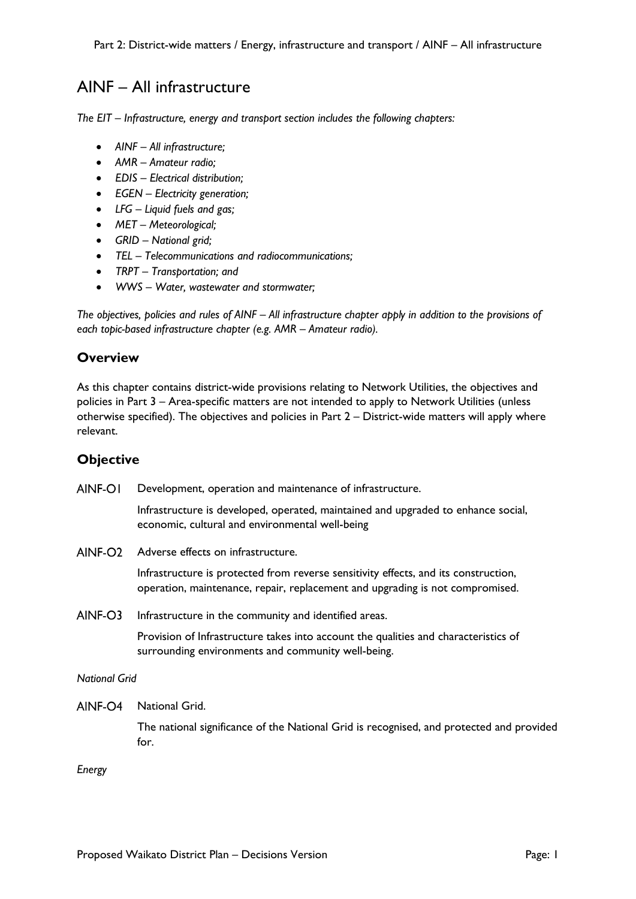# AINF – All infrastructure

*The EIT – Infrastructure, energy and transport section includes the following chapters:*

- *AINF – All infrastructure;*
- *AMR – Amateur radio;*
- *EDIS – Electrical distribution;*
- *EGEN – Electricity generation;*
- *LFG – Liquid fuels and gas;*
- *MET – Meteorological;*
- *GRID – National grid;*
- *TEL – Telecommunications and radiocommunications;*
- *TRPT – Transportation; and*
- *WWS – Water, wastewater and stormwater;*

*The objectives, policies and rules of AINF – All infrastructure chapter apply in addition to the provisions of each topic-based infrastructure chapter (e.g. AMR – Amateur radio).*

## Overview

As this chapter contains district-wide provisions relating to Network Utilities, the objectives and policies in Part 3 – Area-specific matters are not intended to apply to Network Utilities (unless otherwise specified). The objectives and policies in Part 2 – District-wide matters will apply where relevant.

## Objective

**AINF-O1** Development, operation and maintenance of infrastructure.

Infrastructure is developed, operated, maintained and upgraded to enhance social, economic, cultural and environmental well-being

**AINF-O2** Adverse effects on infrastructure.

Infrastructure is protected from reverse sensitivity effects, and its construction, operation, maintenance, repair, replacement and upgrading is not compromised.

**AINF-O3** Infrastructure in the community and identified areas.

Provision of Infrastructure takes into account the qualities and characteristics of surrounding environments and community well-being.

*National Grid*

**AINF-O4** National Grid.

The national significance of the National Grid is recognised, and protected and provided for.

*Energy*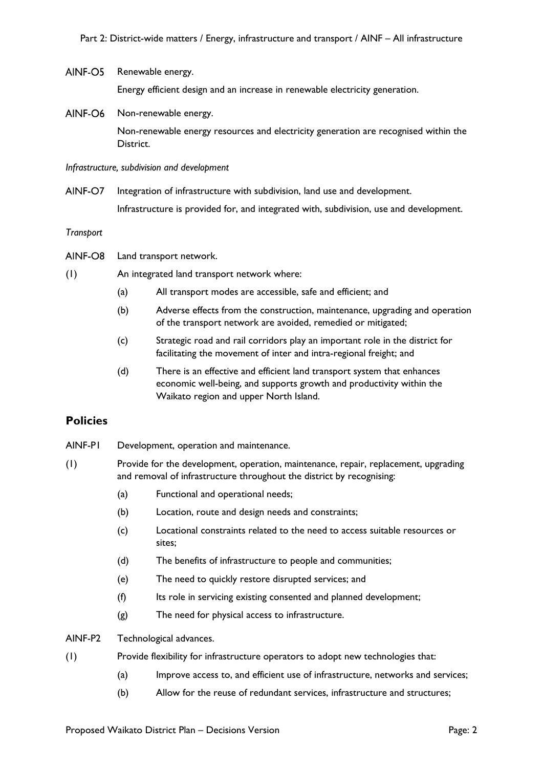AINF-O5 Renewable energy.

Energy efficient design and an increase in renewable electricity generation.

AINF-O6 Non-renewable energy.

Non-renewable energy resources and electricity generation are recognised within the District.

*Infrastructure, subdivision and development*

AINF-O7 Integration of infrastructure with subdivision, land use and development.

Infrastructure is provided for, and integrated with, subdivision, use and development.

*Transport*

AINF-O8 Land transport network.

(1) An integrated land transport network where:

- (a) All transport modes are accessible, safe and efficient; and
- (b) Adverse effects from the construction, maintenance, upgrading and operation of the transport network are avoided, remedied or mitigated;
- (c) Strategic road and rail corridors play an important role in the district for facilitating the movement of inter and intra-regional freight; and
- (d) There is an effective and efficient land transport system that enhances economic well-being, and supports growth and productivity within the Waikato region and upper North Island.

## Policies

AINF-P1 Development, operation and maintenance.

(1) Provide for the development, operation, maintenance, repair, replacement, upgrading and removal of infrastructure throughout the district by recognising:

- (a) Functional and operational needs;
- (b) Location, route and design needs and constraints;
- (c) Locational constraints related to the need to access suitable resources or sites;
- (d) The benefits of infrastructure to people and communities;
- (e) The need to quickly restore disrupted services; and
- (f) Its role in servicing existing consented and planned development;
- (g) The need for physical access to infrastructure.

AINF-P2 Technological advances.

(1) Provide flexibility for infrastructure operators to adopt new technologies that:

- (a) Improve access to, and efficient use of infrastructure, networks and services;
- (b) Allow for the reuse of redundant services, infrastructure and structures;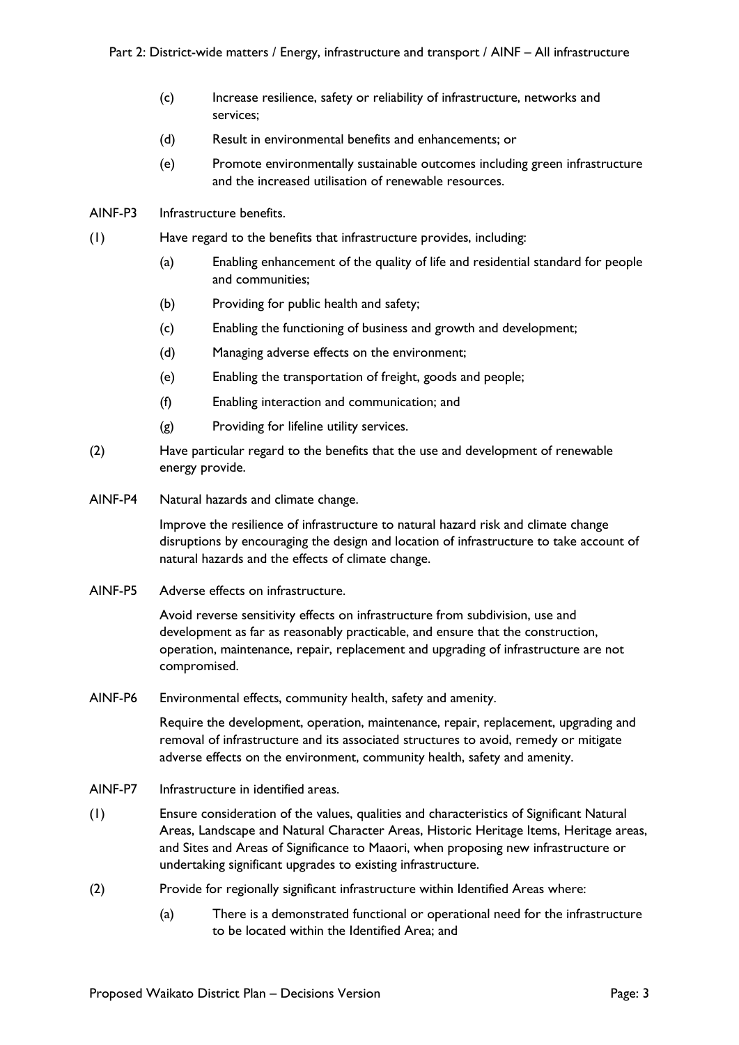(c) Increase resilience, safety or reliability of infrastructure, networks and services;

(d) Result in environmental benefits and enhancements; or

(e) Promote environmentally sustainable outcomes including green infrastructure and the increased utilisation of renewable resources.

AINF-P3 Infrastructure benefits.

(1) Have regard to the benefits that infrastructure provides, including:

(a) Enabling enhancement of the quality of life and residential standard for people and communities;

(b) Providing for public health and safety;

(c) Enabling the functioning of business and growth and development;

(d) Managing adverse effects on the environment;

(e) Enabling the transportation of freight, goods and people;

(f) Enabling interaction and communication; and

(g) Providing for lifeline utility services.

(2) Have particular regard to the benefits that the use and development of renewable energy provide.

AINF-P4 Natural hazards and climate change.

Improve the resilience of infrastructure to natural hazard risk and climate change disruptions by encouraging the design and location of infrastructure to take account of natural hazards and the effects of climate change.

AINF-P5 Adverse effects on infrastructure.

Avoid reverse sensitivity effects on infrastructure from subdivision, use and development as far as reasonably practicable, and ensure that the construction, operation, maintenance, repair, replacement and upgrading of infrastructure are not compromised.

AINF-P6 Environmental effects, community health, safety and amenity.

Require the development, operation, maintenance, repair, replacement, upgrading and removal of infrastructure and its associated structures to avoid, remedy or mitigate adverse effects on the environment, community health, safety and amenity.

AINF-P7 Infrastructure in identified areas.

(1) Ensure consideration of the values, qualities and characteristics of Significant Natural Areas, Landscape and Natural Character Areas, Historic Heritage Items, Heritage areas, and Sites and Areas of Significance to Maaori, when proposing new infrastructure or undertaking significant upgrades to existing infrastructure.

(2) Provide for regionally significant infrastructure within Identified Areas where:

(a) There is a demonstrated functional or operational need for the infrastructure to be located within the Identified Area; and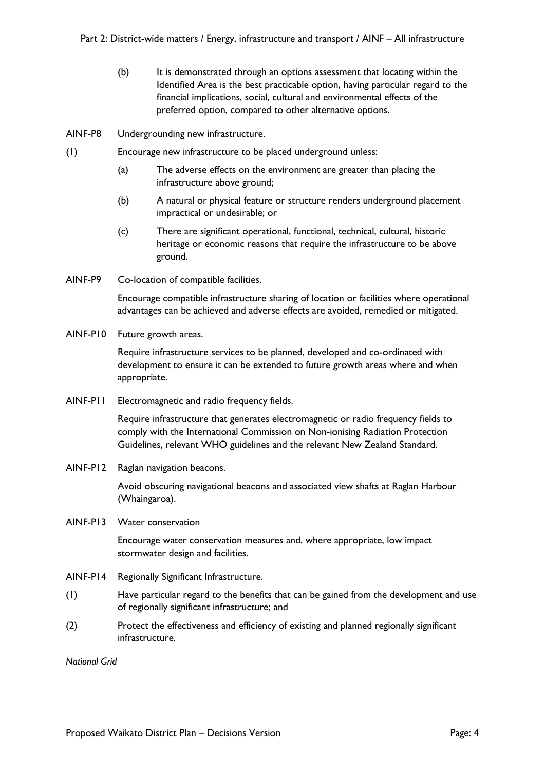(b) It is demonstrated through an options assessment that locating within the Identified Area is the best practicable option, having particular regard to the financial implications, social, cultural and environmental effects of the preferred option, compared to other alternative options.

AINF-P8 Undergrounding new infrastructure.

(1) Encourage new infrastructure to be placed underground unless:

(a) The adverse effects on the environment are greater than placing the infrastructure above ground;

(b) A natural or physical feature or structure renders underground placement impractical or undesirable; or

(c) There are significant operational, functional, technical, cultural, historic heritage or economic reasons that require the infrastructure to be above ground.

AINF-P9 Co-location of compatible facilities.

Encourage compatible infrastructure sharing of location or facilities where operational advantages can be achieved and adverse effects are avoided, remedied or mitigated.

AINF-P10 Future growth areas.

Require infrastructure services to be planned, developed and co-ordinated with development to ensure it can be extended to future growth areas where and when appropriate.

AINF-P11 Electromagnetic and radio frequency fields.

Require infrastructure that generates electromagnetic or radio frequency fields to comply with the International Commission on Non-ionising Radiation Protection Guidelines, relevant WHO guidelines and the relevant New Zealand Standard.

AINF-P12 Raglan navigation beacons.

Avoid obscuring navigational beacons and associated view shafts at Raglan Harbour (Whaingaroa).

AINF-P13 Water conservation

Encourage water conservation measures and, where appropriate, low impact stormwater design and facilities.

AINF-P14 Regionally Significant Infrastructure.

(1) Have particular regard to the benefits that can be gained from the development and use of regionally significant infrastructure; and

(2) Protect the effectiveness and efficiency of existing and planned regionally significant infrastructure.

*National Grid*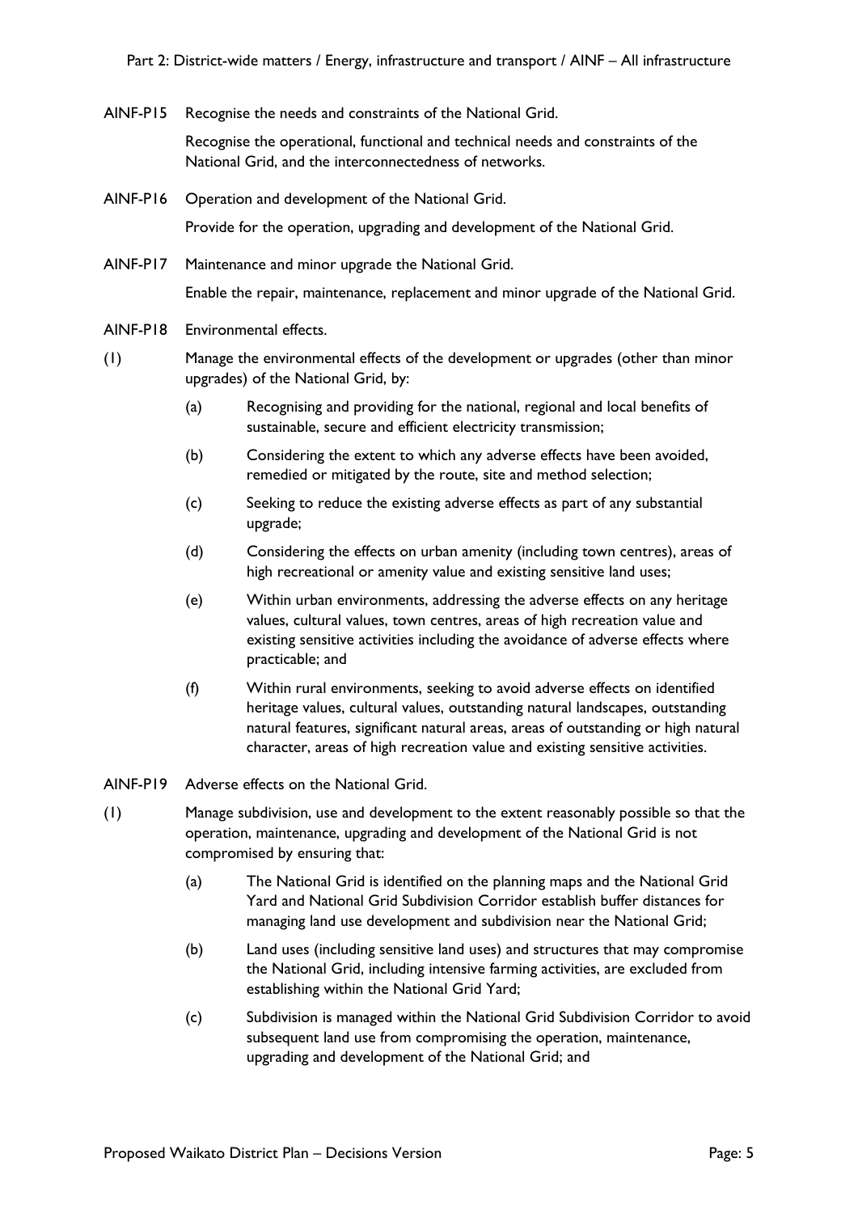AINF-P15 Recognise the needs and constraints of the National Grid.

Recognise the operational, functional and technical needs and constraints of the National Grid, and the interconnectedness of networks.

AINF-P16 Operation and development of the National Grid.

Provide for the operation, upgrading and development of the National Grid.

AINF-P17 Maintenance and minor upgrade the National Grid.

Enable the repair, maintenance, replacement and minor upgrade of the National Grid.

AINF-P18 Environmental effects.

(1) Manage the environmental effects of the development or upgrades (other than minor upgrades) of the National Grid, by:

- (a) Recognising and providing for the national, regional and local benefits of sustainable, secure and efficient electricity transmission;
- (b) Considering the extent to which any adverse effects have been avoided, remedied or mitigated by the route, site and method selection;
- (c) Seeking to reduce the existing adverse effects as part of any substantial upgrade;
- (d) Considering the effects on urban amenity (including town centres), areas of high recreational or amenity value and existing sensitive land uses;
- (e) Within urban environments, addressing the adverse effects on any heritage values, cultural values, town centres, areas of high recreation value and existing sensitive activities including the avoidance of adverse effects where practicable; and
- (f) Within rural environments, seeking to avoid adverse effects on identified heritage values, cultural values, outstanding natural landscapes, outstanding natural features, significant natural areas, areas of outstanding or high natural character, areas of high recreation value and existing sensitive activities.

AINF-P19 Adverse effects on the National Grid.

(1) Manage subdivision, use and development to the extent reasonably possible so that the operation, maintenance, upgrading and development of the National Grid is not compromised by ensuring that:

- (a) The National Grid is identified on the planning maps and the National Grid Yard and National Grid Subdivision Corridor establish buffer distances for managing land use development and subdivision near the National Grid;
- (b) Land uses (including sensitive land uses) and structures that may compromise the National Grid, including intensive farming activities, are excluded from establishing within the National Grid Yard;
- (c) Subdivision is managed within the National Grid Subdivision Corridor to avoid subsequent land use from compromising the operation, maintenance, upgrading and development of the National Grid; and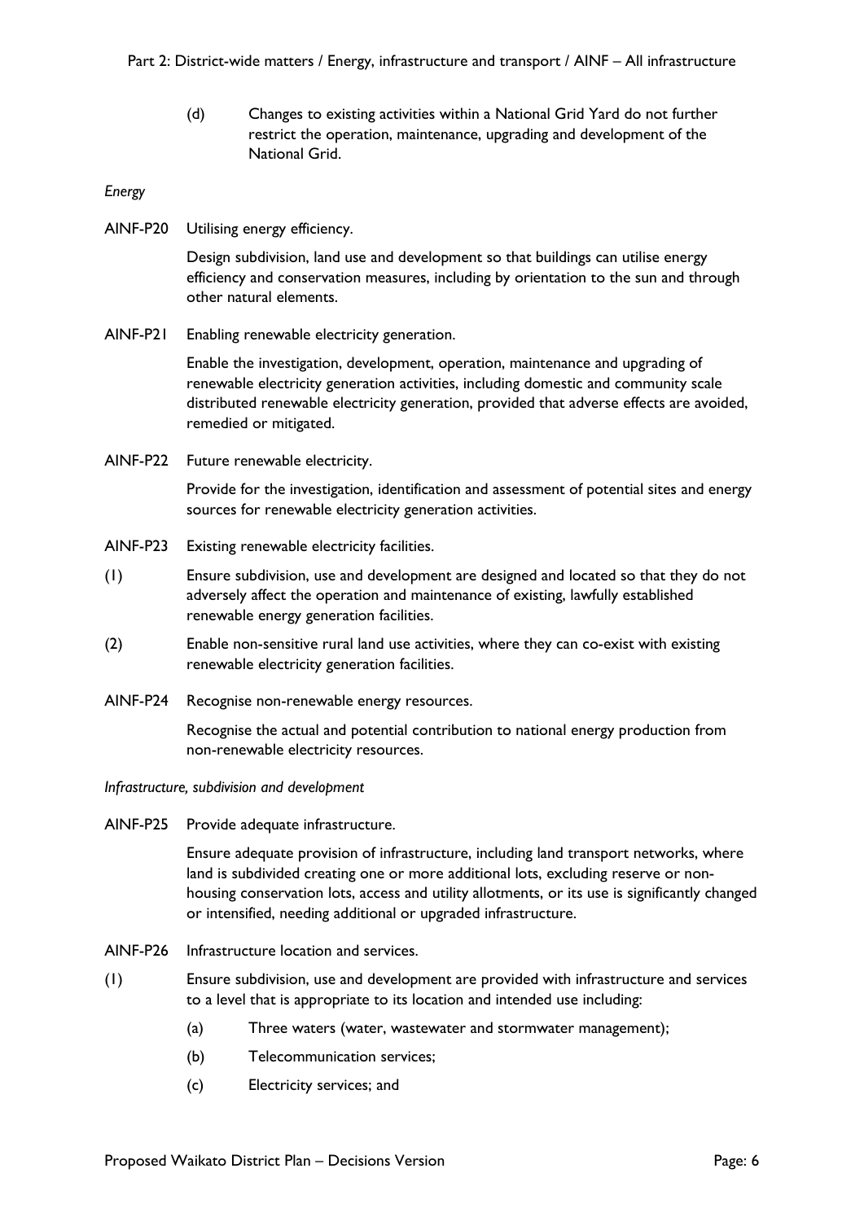(d) Changes to existing activities within a National Grid Yard do not further restrict the operation, maintenance, upgrading and development of the National Grid.

*Energy*

AINF-P20 Utilising energy efficiency.

Design subdivision, land use and development so that buildings can utilise energy efficiency and conservation measures, including by orientation to the sun and through other natural elements.

AINF-P21 Enabling renewable electricity generation.

Enable the investigation, development, operation, maintenance and upgrading of renewable electricity generation activities, including domestic and community scale distributed renewable electricity generation, provided that adverse effects are avoided, remedied or mitigated.

AINF-P22 Future renewable electricity.

Provide for the investigation, identification and assessment of potential sites and energy sources for renewable electricity generation activities.

AINF-P23 Existing renewable electricity facilities.

(1) Ensure subdivision, use and development are designed and located so that they do not adversely affect the operation and maintenance of existing, lawfully established renewable energy generation facilities.

(2) Enable non-sensitive rural land use activities, where they can co-exist with existing renewable electricity generation facilities.

AINF-P24 Recognise non-renewable energy resources.

Recognise the actual and potential contribution to national energy production from non-renewable electricity resources.

*Infrastructure, subdivision and development*

AINF-P25 Provide adequate infrastructure.

Ensure adequate provision of infrastructure, including land transport networks, where land is subdivided creating one or more additional lots, excluding reserve or non-housing conservation lots, access and utility allotments, or its use is significantly changed or intensified, needing additional or upgraded infrastructure.

AINF-P26 Infrastructure location and services.

(1) Ensure subdivision, use and development are provided with infrastructure and services to a level that is appropriate to its location and intended use including:

(a) Three waters (water, wastewater and stormwater management);

(b) Telecommunication services;

(c) Electricity services; and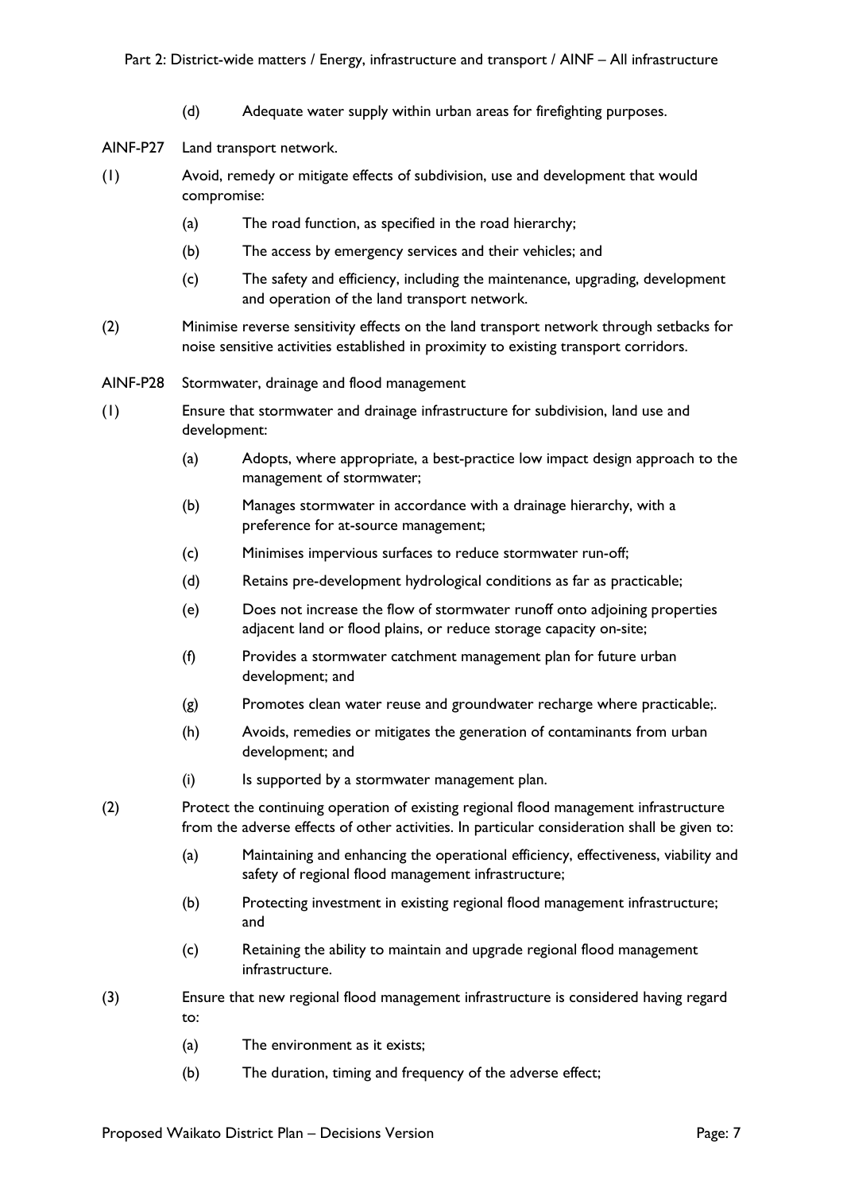(d) Adequate water supply within urban areas for firefighting purposes.

AINF-P27 Land transport network.

(1) Avoid, remedy or mitigate effects of subdivision, use and development that would compromise:

- (a) The road function, as specified in the road hierarchy;
- (b) The access by emergency services and their vehicles; and
- (c) The safety and efficiency, including the maintenance, upgrading, development and operation of the land transport network.

(2) Minimise reverse sensitivity effects on the land transport network through setbacks for noise sensitive activities established in proximity to existing transport corridors.

AINF-P28 Stormwater, drainage and flood management

(1) Ensure that stormwater and drainage infrastructure for subdivision, land use and development:

- (a) Adopts, where appropriate, a best-practice low impact design approach to the management of stormwater;
- (b) Manages stormwater in accordance with a drainage hierarchy, with a preference for at-source management;
- (c) Minimises impervious surfaces to reduce stormwater run-off;
- (d) Retains pre-development hydrological conditions as far as practicable;
- (e) Does not increase the flow of stormwater runoff onto adjoining properties adjacent land or flood plains, or reduce storage capacity on-site;
- (f) Provides a stormwater catchment management plan for future urban development; and
- (g) Promotes clean water reuse and groundwater recharge where practicable;.
- (h) Avoids, remedies or mitigates the generation of contaminants from urban development; and
- (i) Is supported by a stormwater management plan.

(2) Protect the continuing operation of existing regional flood management infrastructure from the adverse effects of other activities. In particular consideration shall be given to:

- (a) Maintaining and enhancing the operational efficiency, effectiveness, viability and safety of regional flood management infrastructure;
- (b) Protecting investment in existing regional flood management infrastructure; and
- (c) Retaining the ability to maintain and upgrade regional flood management infrastructure.

(3) Ensure that new regional flood management infrastructure is considered having regard to:

- (a) The environment as it exists;
- (b) The duration, timing and frequency of the adverse effect;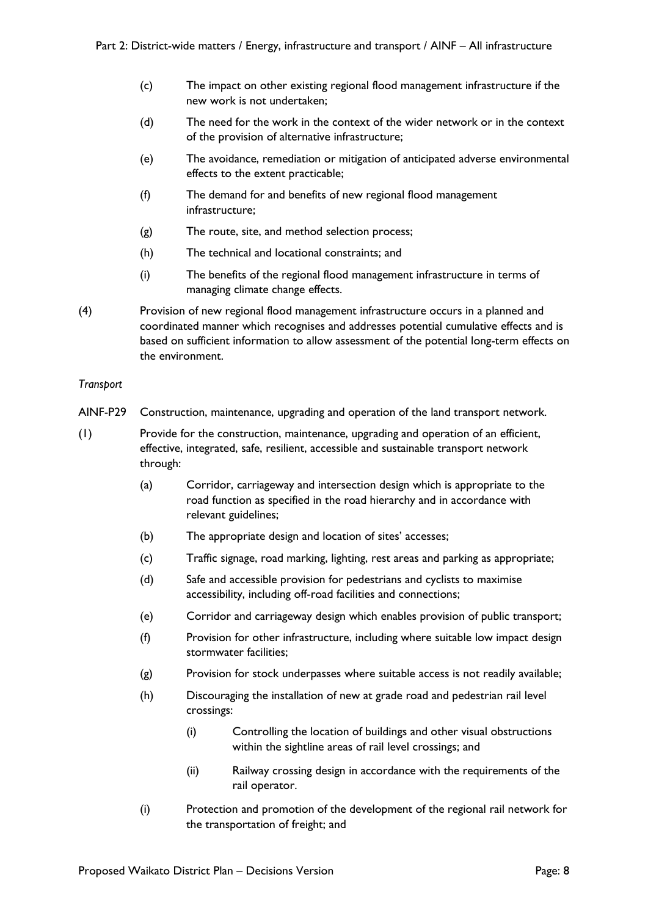(c) The impact on other existing regional flood management infrastructure if the new work is not undertaken;

(d) The need for the work in the context of the wider network or in the context of the provision of alternative infrastructure;

(e) The avoidance, remediation or mitigation of anticipated adverse environmental effects to the extent practicable;

(f) The demand for and benefits of new regional flood management infrastructure;

(g) The route, site, and method selection process;

(h) The technical and locational constraints; and

(i) The benefits of the regional flood management infrastructure in terms of managing climate change effects.

(4) Provision of new regional flood management infrastructure occurs in a planned and coordinated manner which recognises and addresses potential cumulative effects and is based on sufficient information to allow assessment of the potential long-term effects on the environment.

*Transport*

AINF-P29 Construction, maintenance, upgrading and operation of the land transport network.

(1) Provide for the construction, maintenance, upgrading and operation of an efficient, effective, integrated, safe, resilient, accessible and sustainable transport network through:

(a) Corridor, carriageway and intersection design which is appropriate to the road function as specified in the road hierarchy and in accordance with relevant guidelines;

(b) The appropriate design and location of sites' accesses;

(c) Traffic signage, road marking, lighting, rest areas and parking as appropriate;

(d) Safe and accessible provision for pedestrians and cyclists to maximise accessibility, including off-road facilities and connections;

(e) Corridor and carriageway design which enables provision of public transport;

(f) Provision for other infrastructure, including where suitable low impact design stormwater facilities;

(g) Provision for stock underpasses where suitable access is not readily available;

(h) Discouraging the installation of new at grade road and pedestrian rail level crossings:

(i) Controlling the location of buildings and other visual obstructions within the sightline areas of rail level crossings; and

(ii) Railway crossing design in accordance with the requirements of the rail operator.

(i) Protection and promotion of the development of the regional rail network for the transportation of freight; and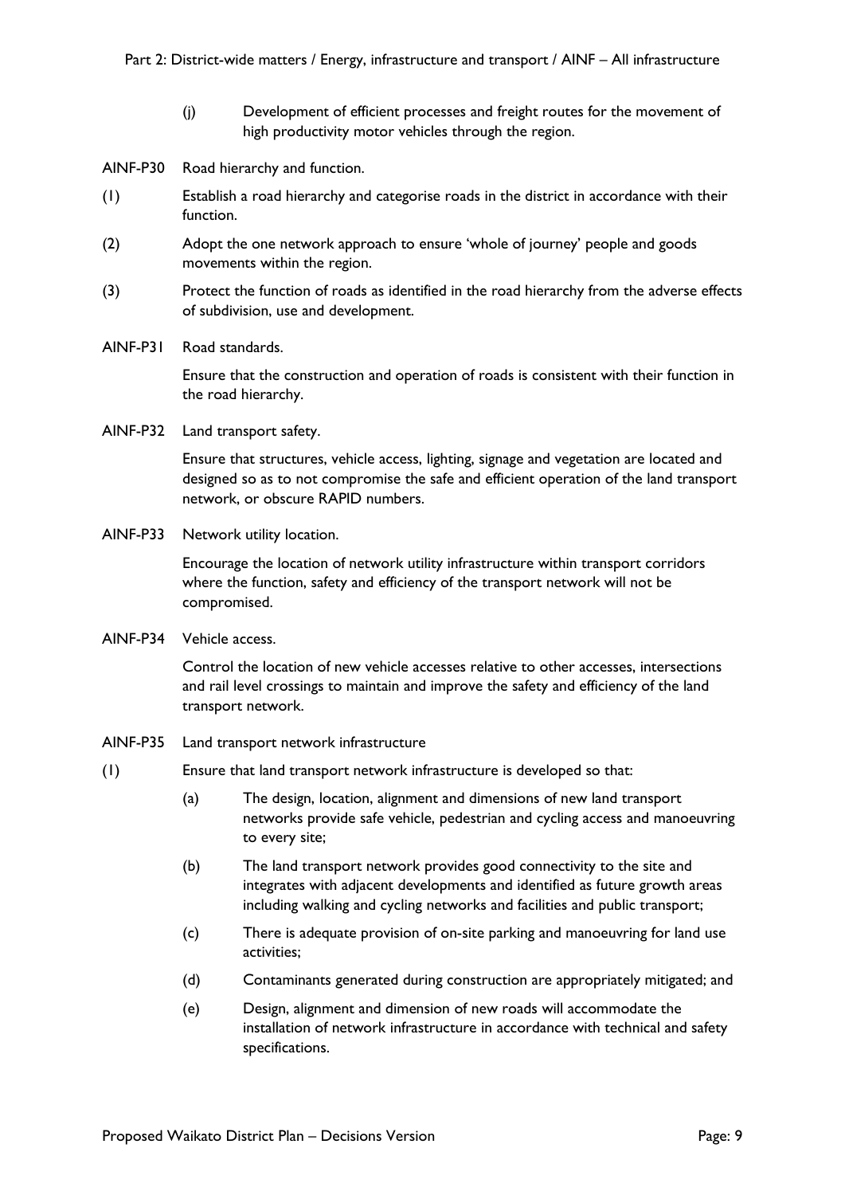(j) Development of efficient processes and freight routes for the movement of high productivity motor vehicles through the region.

AINF-P30 Road hierarchy and function.

(1) Establish a road hierarchy and categorise roads in the district in accordance with their function.

(2) Adopt the one network approach to ensure 'whole of journey' people and goods movements within the region.

(3) Protect the function of roads as identified in the road hierarchy from the adverse effects of subdivision, use and development.

AINF-P31 Road standards.

Ensure that the construction and operation of roads is consistent with their function in the road hierarchy.

AINF-P32 Land transport safety.

Ensure that structures, vehicle access, lighting, signage and vegetation are located and designed so as to not compromise the safe and efficient operation of the land transport network, or obscure RAPID numbers.

AINF-P33 Network utility location.

Encourage the location of network utility infrastructure within transport corridors where the function, safety and efficiency of the transport network will not be compromised.

AINF-P34 Vehicle access.

Control the location of new vehicle accesses relative to other accesses, intersections and rail level crossings to maintain and improve the safety and efficiency of the land transport network.

AINF-P35 Land transport network infrastructure

(1) Ensure that land transport network infrastructure is developed so that:

(a) The design, location, alignment and dimensions of new land transport networks provide safe vehicle, pedestrian and cycling access and manoeuvring to every site;

(b) The land transport network provides good connectivity to the site and integrates with adjacent developments and identified as future growth areas including walking and cycling networks and facilities and public transport;

(c) There is adequate provision of on-site parking and manoeuvring for land use activities;

(d) Contaminants generated during construction are appropriately mitigated; and

(e) Design, alignment and dimension of new roads will accommodate the installation of network infrastructure in accordance with technical and safety specifications.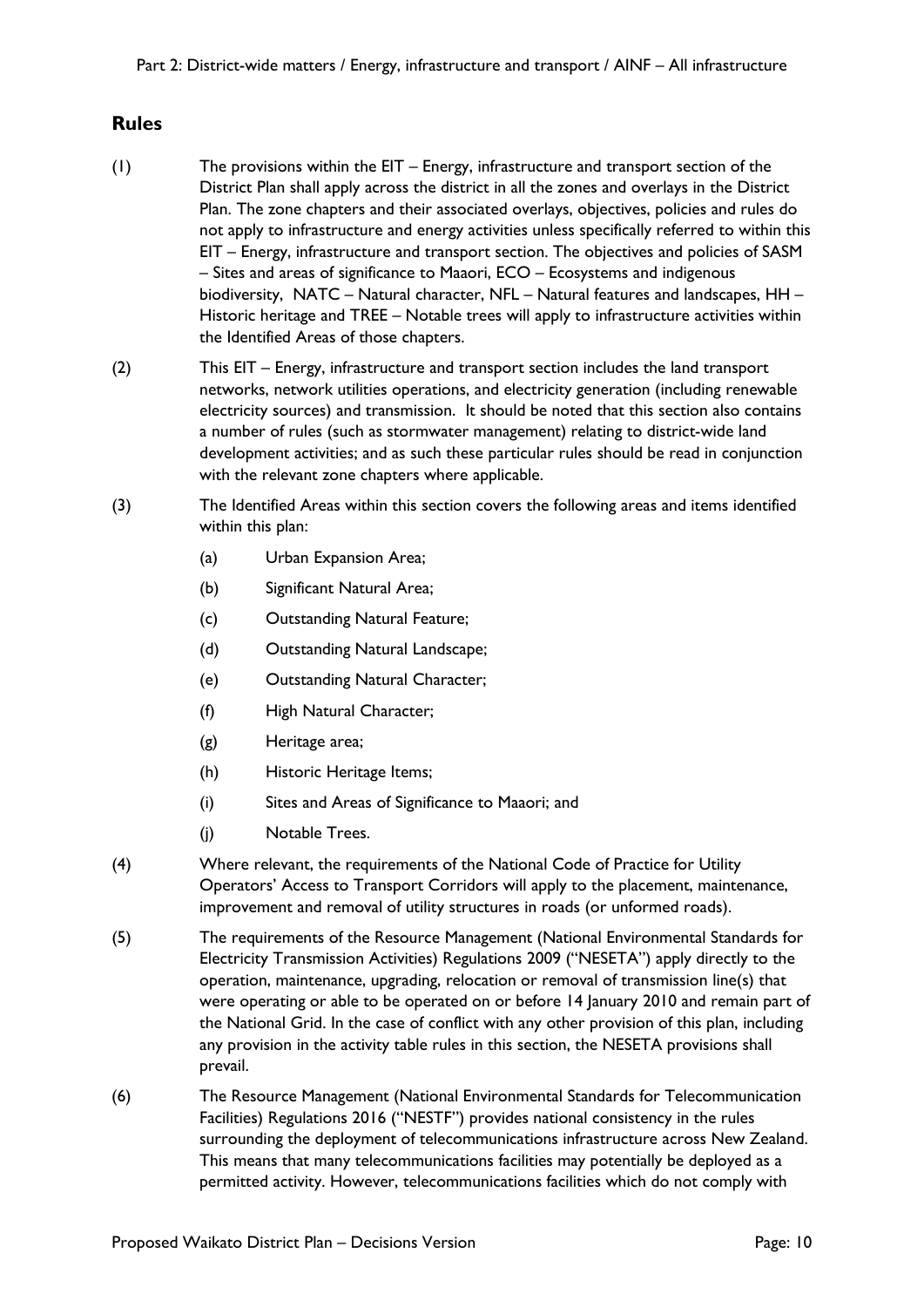## Rules

(1) The provisions within the EIT – Energy, infrastructure and transport section of the District Plan shall apply across the district in all the zones and overlays in the District Plan. The zone chapters and their associated overlays, objectives, policies and rules do not apply to infrastructure and energy activities unless specifically referred to within this EIT – Energy, infrastructure and transport section. The objectives and policies of SASM – Sites and areas of significance to Maaori, ECO – Ecosystems and indigenous biodiversity, NATC – Natural character, NFL – Natural features and landscapes, HH – Historic heritage and TREE – Notable trees will apply to infrastructure activities within the Identified Areas of those chapters.

(2) This EIT – Energy, infrastructure and transport section includes the land transport networks, network utilities operations, and electricity generation (including renewable electricity sources) and transmission. It should be noted that this section also contains a number of rules (such as stormwater management) relating to district-wide land development activities; and as such these particular rules should be read in conjunction with the relevant zone chapters where applicable.

(3) The Identified Areas within this section covers the following areas and items identified within this plan:

- (a) Urban Expansion Area;
- (b) Significant Natural Area;
- (c) Outstanding Natural Feature;
- (d) Outstanding Natural Landscape;
- (e) Outstanding Natural Character;
- (f) High Natural Character;
- (g) Heritage area;
- (h) Historic Heritage Items;
- (i) Sites and Areas of Significance to Maaori; and
- (j) Notable Trees.

(4) Where relevant, the requirements of the National Code of Practice for Utility Operators' Access to Transport Corridors will apply to the placement, maintenance, improvement and removal of utility structures in roads (or unformed roads).

(5) The requirements of the Resource Management (National Environmental Standards for Electricity Transmission Activities) Regulations 2009 ("NESETA") apply directly to the operation, maintenance, upgrading, relocation or removal of transmission line(s) that were operating or able to be operated on or before 14 January 2010 and remain part of the National Grid. In the case of conflict with any other provision of this plan, including any provision in the activity table rules in this section, the NESETA provisions shall prevail.

(6) The Resource Management (National Environmental Standards for Telecommunication Facilities) Regulations 2016 ("NESTF") provides national consistency in the rules surrounding the deployment of telecommunications infrastructure across New Zealand. This means that many telecommunications facilities may potentially be deployed as a permitted activity. However, telecommunications facilities which do not comply with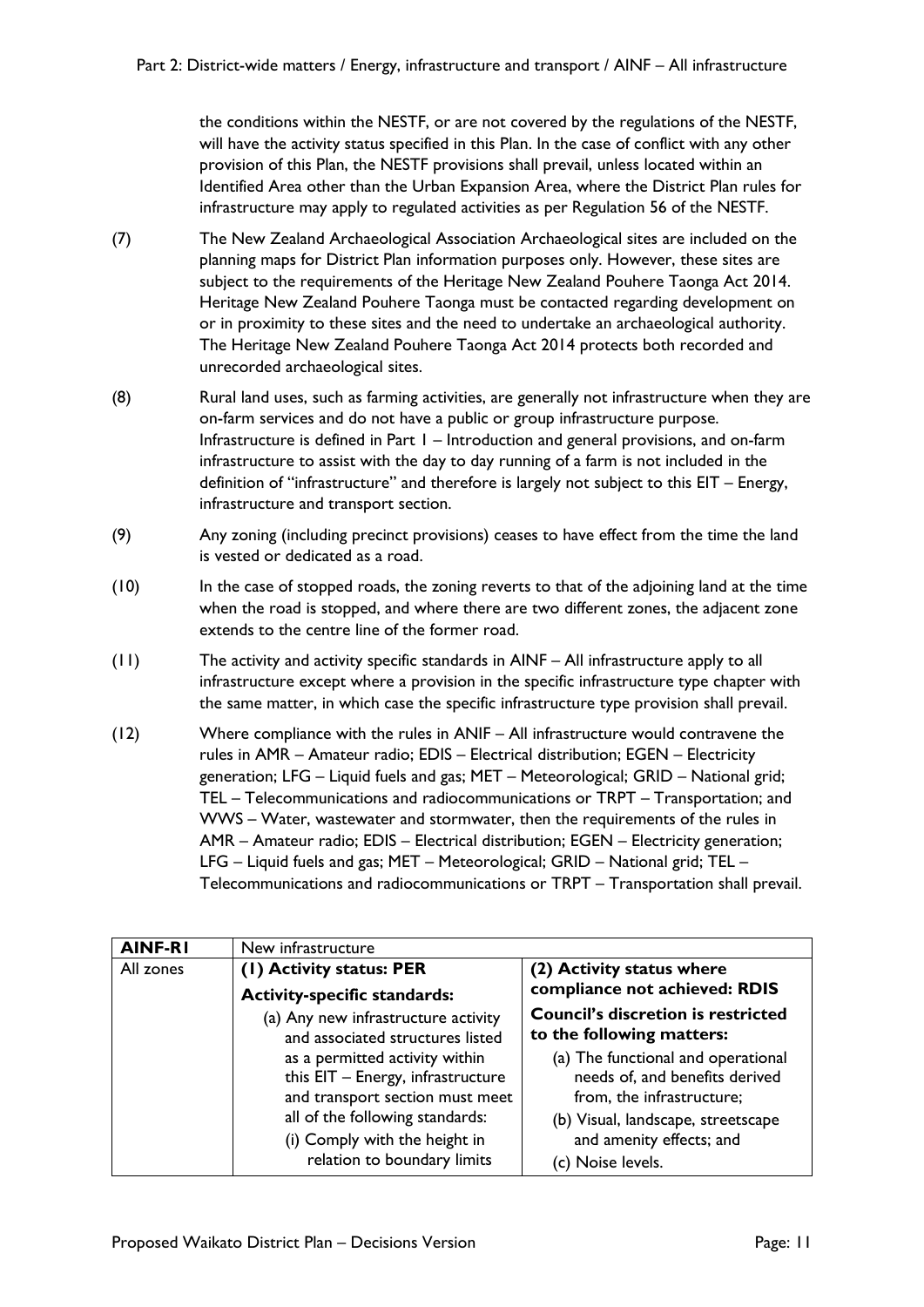the conditions within the NESTF, or are not covered by the regulations of the NESTF, will have the activity status specified in this Plan. In the case of conflict with any other provision of this Plan, the NESTF provisions shall prevail, unless located within an Identified Area other than the Urban Expansion Area, where the District Plan rules for infrastructure may apply to regulated activities as per Regulation 56 of the NESTF.

(7) The New Zealand Archaeological Association Archaeological sites are included on the planning maps for District Plan information purposes only. However, these sites are subject to the requirements of the Heritage New Zealand Pouhere Taonga Act 2014. Heritage New Zealand Pouhere Taonga must be contacted regarding development on or in proximity to these sites and the need to undertake an archaeological authority. The Heritage New Zealand Pouhere Taonga Act 2014 protects both recorded and unrecorded archaeological sites.

(8) Rural land uses, such as farming activities, are generally not infrastructure when they are on-farm services and do not have a public or group infrastructure purpose. Infrastructure is defined in Part 1 – Introduction and general provisions, and on-farm infrastructure to assist with the day to day running of a farm is not included in the definition of "infrastructure" and therefore is largely not subject to this EIT – Energy, infrastructure and transport section.

(9) Any zoning (including precinct provisions) ceases to have effect from the time the land is vested or dedicated as a road.

(10) In the case of stopped roads, the zoning reverts to that of the adjoining land at the time when the road is stopped, and where there are two different zones, the adjacent zone extends to the centre line of the former road.

(11) The activity and activity specific standards in AINF – All infrastructure apply to all infrastructure except where a provision in the specific infrastructure type chapter with the same matter, in which case the specific infrastructure type provision shall prevail.

(12) Where compliance with the rules in ANIF – All infrastructure would contravene the rules in AMR – Amateur radio; EDIS – Electrical distribution; EGEN – Electricity generation; LFG – Liquid fuels and gas; MET – Meteorological; GRID – National grid; TEL – Telecommunications and radiocommunications or TRPT – Transportation; and WWS – Water, wastewater and stormwater, then the requirements of the rules in AMR – Amateur radio; EDIS – Electrical distribution; EGEN – Electricity generation; LFG – Liquid fuels and gas; MET – Meteorological; GRID – National grid; TEL – Telecommunications and radiocommunications or TRPT – Transportation shall prevail.

| **AINF-R1** | New infrastructure | |
|---|---|---|
| All zones | **(1) Activity status: PER**<br>**Activity-specific standards:**<br>(a) Any new infrastructure activity and associated structures listed as a permitted activity within this EIT – Energy, infrastructure and transport section must meet all of the following standards:<br>(i) Comply with the height in relation to boundary limits | **(2) Activity status where compliance not achieved: RDIS**<br>**Council's discretion is restricted to the following matters:**<br>(a) The functional and operational needs of, and benefits derived from, the infrastructure;<br>(b) Visual, landscape, streetscape and amenity effects; and<br>(c) Noise levels. |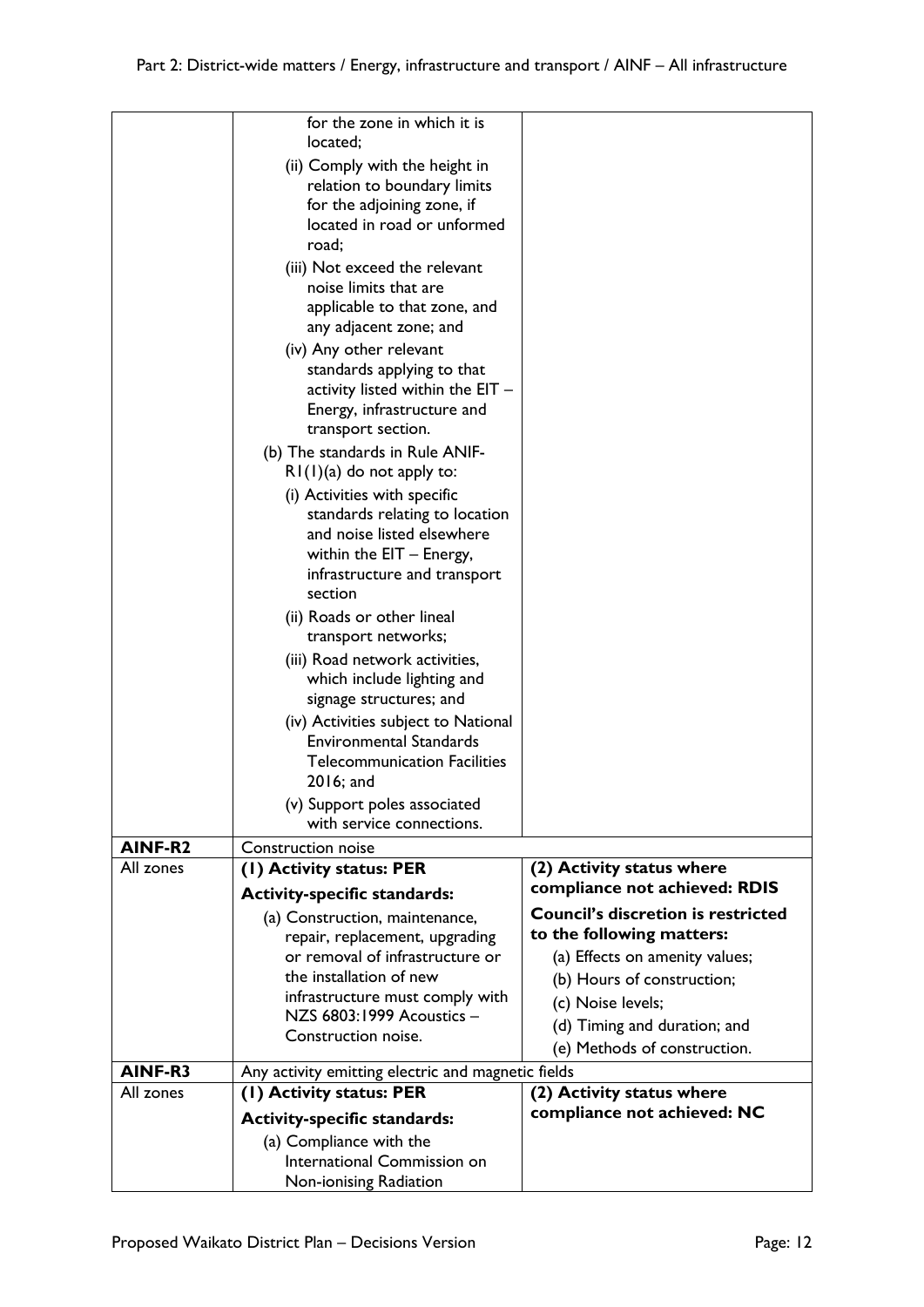| | | |
|---|---|---|
| | for the zone in which it is located;<br>(ii) Comply with the height in relation to boundary limits for the adjoining zone, if located in road or unformed road;<br>(iii) Not exceed the relevant noise limits that are applicable to that zone, and any adjacent zone; and<br>(iv) Any other relevant standards applying to that activity listed within the EIT – Energy, infrastructure and transport section.<br>(b) The standards in Rule ANIF-R1(1)(a) do not apply to:<br>(i) Activities with specific standards relating to location and noise listed elsewhere within the EIT – Energy, infrastructure and transport section<br>(ii) Roads or other lineal transport networks;<br>(iii) Road network activities, which include lighting and signage structures; and<br>(iv) Activities subject to National Environmental Standards Telecommunication Facilities 2016; and<br>(v) Support poles associated with service connections. | |
| **AINF-R2** | Construction noise | |
| All zones | **(1) Activity status: PER**<br>**Activity-specific standards:**<br>(a) Construction, maintenance, repair, replacement, upgrading or removal of infrastructure or the installation of new infrastructure must comply with NZS 6803:1999 Acoustics – Construction noise. | **(2) Activity status where compliance not achieved: RDIS**<br>**Council's discretion is restricted to the following matters:**<br>(a) Effects on amenity values;<br>(b) Hours of construction;<br>(c) Noise levels;<br>(d) Timing and duration; and<br>(e) Methods of construction. |
| **AINF-R3** | Any activity emitting electric and magnetic fields | |
| All zones | **(1) Activity status: PER**<br>**Activity-specific standards:**<br>(a) Compliance with the International Commission on Non-ionising Radiation | **(2) Activity status where compliance not achieved: NC** |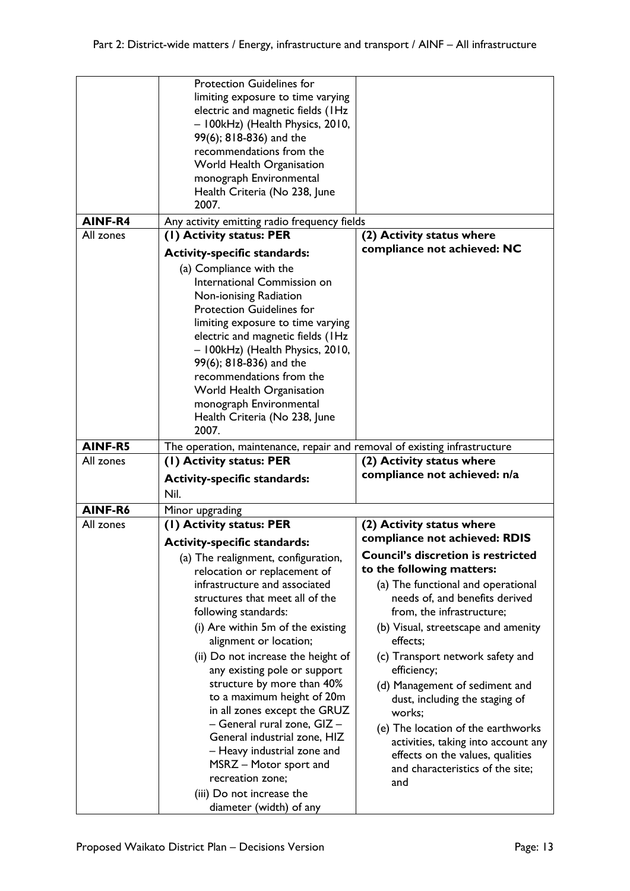| | | |
|---|---|---|
| | Protection Guidelines for limiting exposure to time varying electric and magnetic fields (1Hz – 100kHz) (Health Physics, 2010, 99(6); 818-836) and the recommendations from the World Health Organisation monograph Environmental Health Criteria (No 238, June 2007. | |
| **AINF-R4** | Any activity emitting radio frequency fields | |
| All zones | **(1) Activity status: PER**<br><br>**Activity-specific standards:**<br><br>(a) Compliance with the International Commission on Non-ionising Radiation Protection Guidelines for limiting exposure to time varying electric and magnetic fields (1Hz – 100kHz) (Health Physics, 2010, 99(6); 818-836) and the recommendations from the World Health Organisation monograph Environmental Health Criteria (No 238, June 2007. | **(2) Activity status where compliance not achieved: NC** |
| **AINF-R5** | The operation, maintenance, repair and removal of existing infrastructure | |
| All zones | **(1) Activity status: PER**<br><br>**Activity-specific standards:**<br><br>Nil. | **(2) Activity status where compliance not achieved: n/a** |
| **AINF-R6** | Minor upgrading | |
| All zones | **(1) Activity status: PER**<br><br>**Activity-specific standards:**<br><br>(a) The realignment, configuration, relocation or replacement of infrastructure and associated structures that meet all of the following standards:<br><br>(i) Are within 5m of the existing alignment or location;<br><br>(ii) Do not increase the height of any existing pole or support structure by more than 40% to a maximum height of 20m in all zones except the GRUZ – General rural zone, GIZ – General industrial zone, HIZ – Heavy industrial zone and MSRZ – Motor sport and recreation zone;<br><br>(iii) Do not increase the diameter (width) of any | **(2) Activity status where compliance not achieved: RDIS**<br><br>**Council's discretion is restricted to the following matters:**<br><br>(a) The functional and operational needs of, and benefits derived from, the infrastructure;<br><br>(b) Visual, streetscape and amenity effects;<br><br>(c) Transport network safety and efficiency;<br><br>(d) Management of sediment and dust, including the staging of works;<br><br>(e) The location of the earthworks activities, taking into account any effects on the values, qualities and characteristics of the site; and |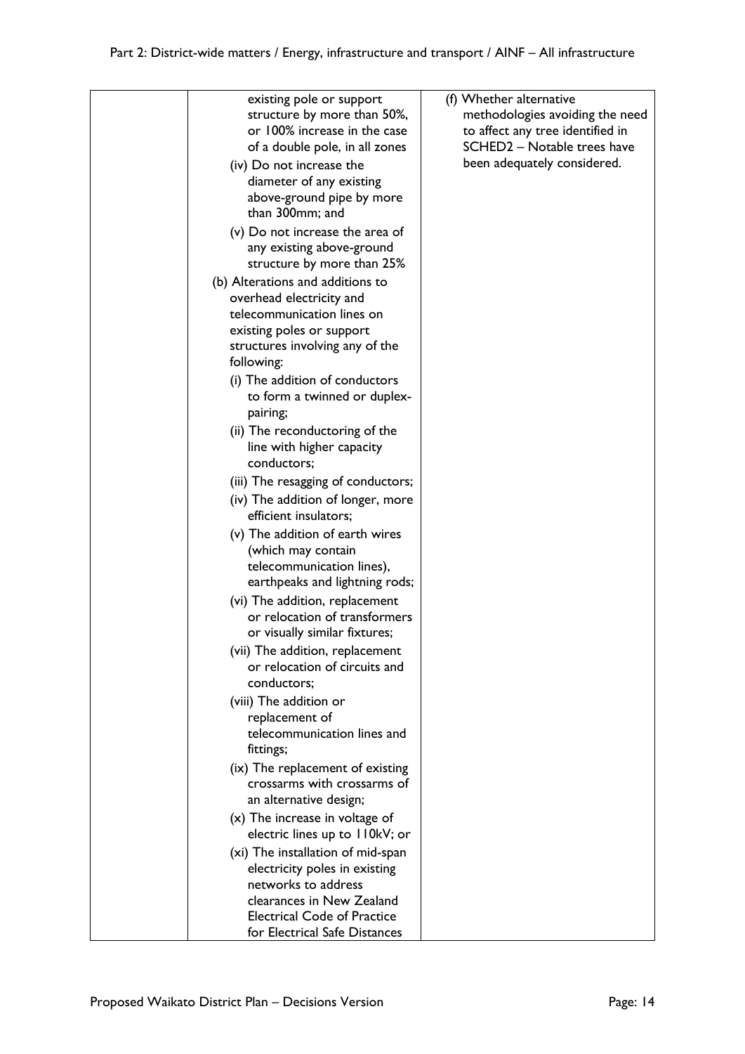| | | |
|---|---|---|
| | existing pole or support structure by more than 50%, or 100% increase in the case of a double pole, in all zones<br>(iv) Do not increase the diameter of any existing above-ground pipe by more than 300mm; and<br>(v) Do not increase the area of any existing above-ground structure by more than 25%<br>(b) Alterations and additions to overhead electricity and telecommunication lines on existing poles or support structures involving any of the following:<br>(i) The addition of conductors to form a twinned or duplex-pairing;<br>(ii) The reconductoring of the line with higher capacity conductors;<br>(iii) The resagging of conductors;<br>(iv) The addition of longer, more efficient insulators;<br>(v) The addition of earth wires (which may contain telecommunication lines), earthpeaks and lightning rods;<br>(vi) The addition, replacement or relocation of transformers or visually similar fixtures;<br>(vii) The addition, replacement or relocation of circuits and conductors;<br>(viii) The addition or replacement of telecommunication lines and fittings;<br>(ix) The replacement of existing crossarms with crossarms of an alternative design;<br>(x) The increase in voltage of electric lines up to 110kV; or<br>(xi) The installation of mid-span electricity poles in existing networks to address clearances in New Zealand Electrical Code of Practice for Electrical Safe Distances | (f) Whether alternative methodologies avoiding the need to affect any tree identified in SCHED2 – Notable trees have been adequately considered. |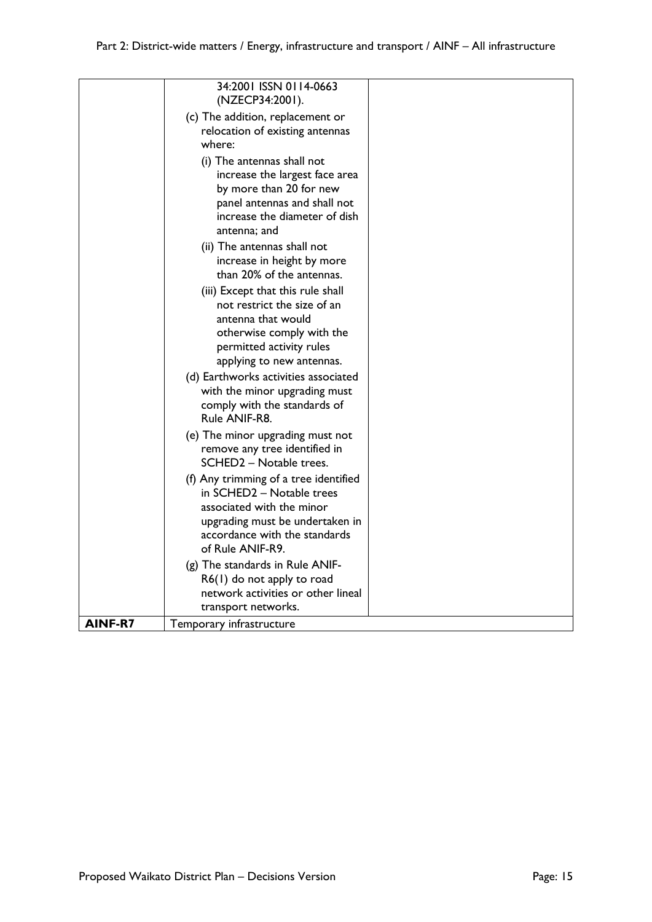| | | |
|---|---|---|
| | 34:2001 ISSN 0114-0663 (NZECP34:2001).<br>(c) The addition, replacement or relocation of existing antennas where:<br>(i) The antennas shall not increase the largest face area by more than 20 for new panel antennas and shall not increase the diameter of dish antenna; and<br>(ii) The antennas shall not increase in height by more than 20% of the antennas.<br>(iii) Except that this rule shall not restrict the size of an antenna that would otherwise comply with the permitted activity rules applying to new antennas.<br>(d) Earthworks activities associated with the minor upgrading must comply with the standards of Rule ANIF-R8.<br>(e) The minor upgrading must not remove any tree identified in SCHED2 – Notable trees.<br>(f) Any trimming of a tree identified in SCHED2 – Notable trees associated with the minor upgrading must be undertaken in accordance with the standards of Rule ANIF-R9.<br>(g) The standards in Rule ANIF-R6(1) do not apply to road network activities or other lineal transport networks. | |
| **AINF-R7** | Temporary infrastructure | |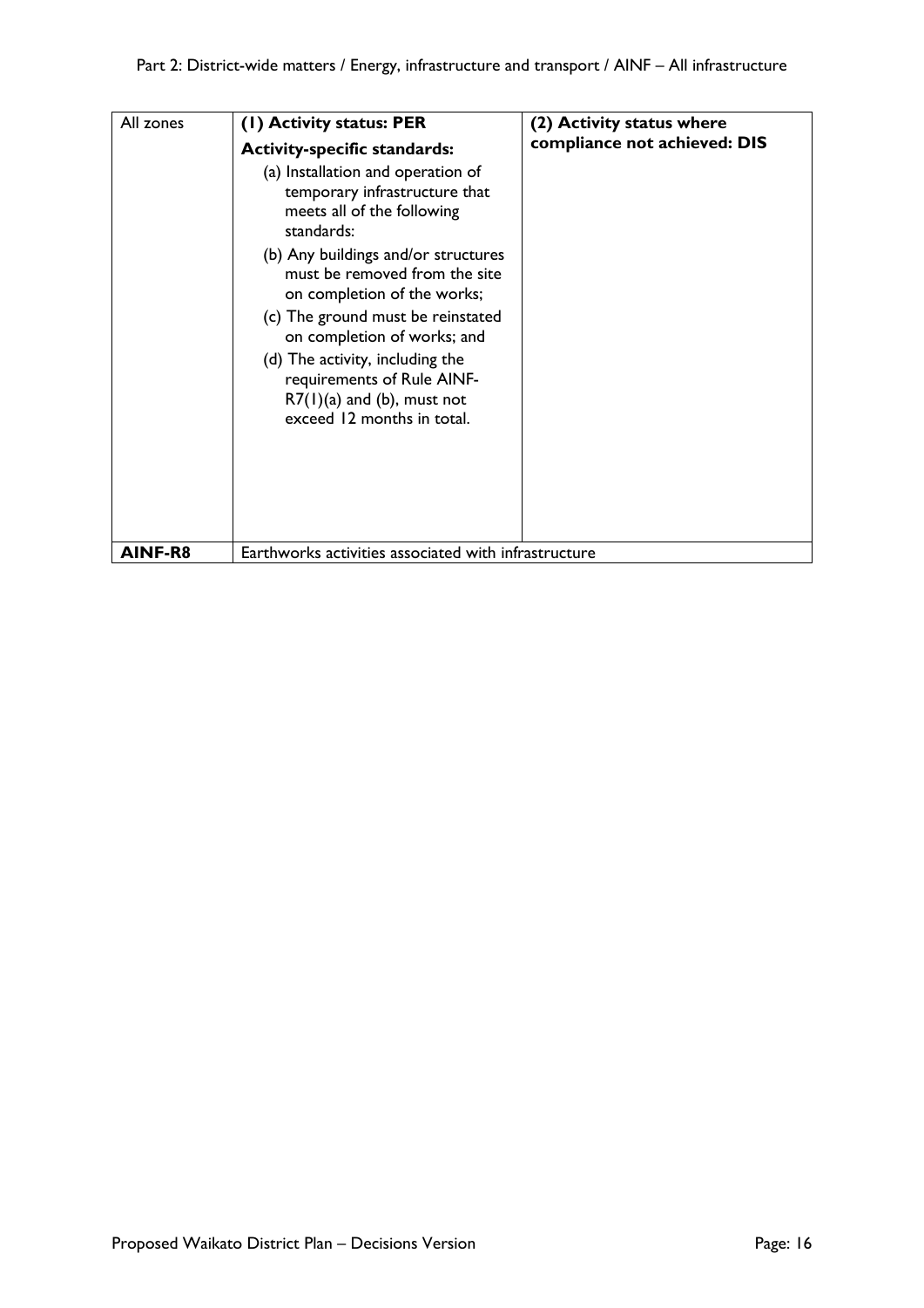| All zones | **(1) Activity status: PER**<br>**Activity-specific standards:**<br>(a) Installation and operation of temporary infrastructure that meets all of the following standards:<br>(b) Any buildings and/or structures must be removed from the site on completion of the works;<br>(c) The ground must be reinstated on completion of works; and<br>(d) The activity, including the requirements of Rule AINF-R7(1)(a) and (b), must not exceed 12 months in total. | **(2) Activity status where compliance not achieved: DIS** |
|---|---|---|
| **AINF-R8** | Earthworks activities associated with infrastructure | |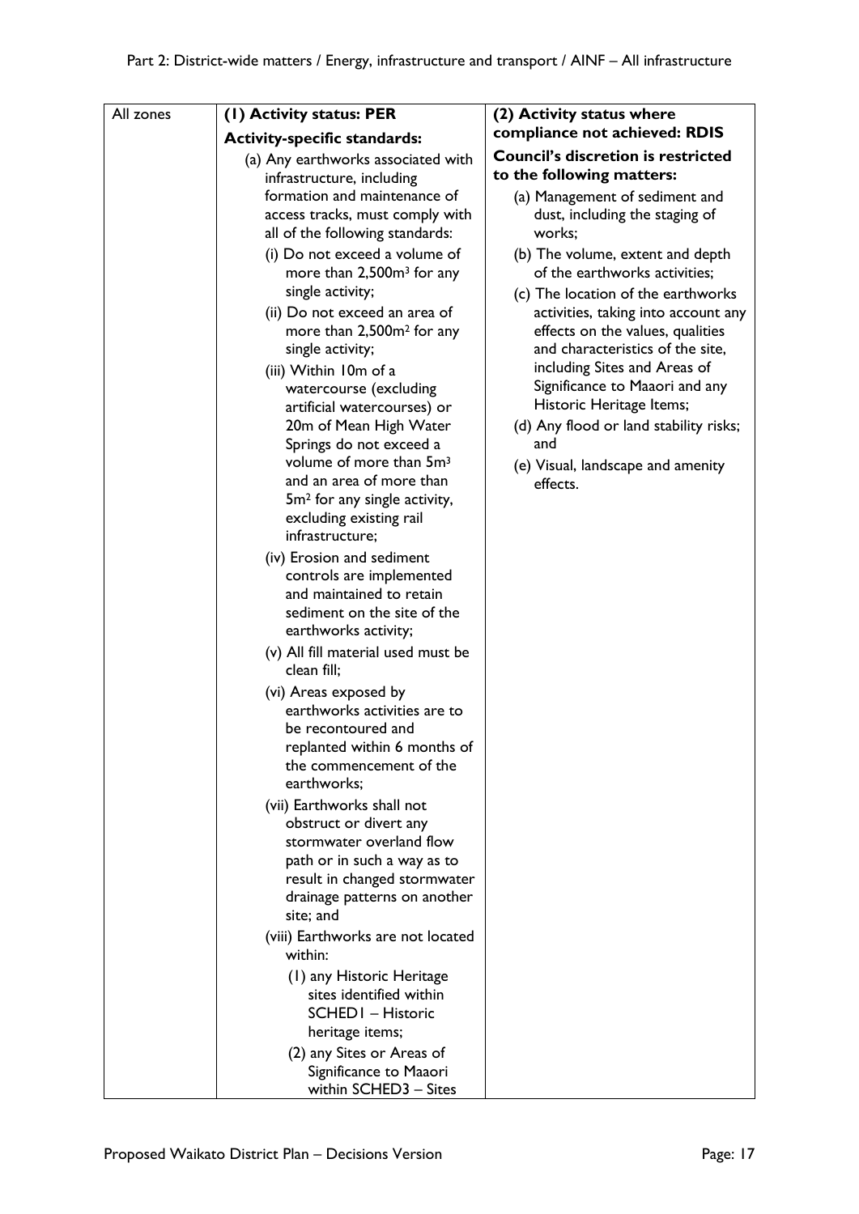| All zones | (1) Activity status: PER<br><br>**Activity-specific standards:**<br><br>(a) Any earthworks associated with infrastructure, including formation and maintenance of access tracks, must comply with all of the following standards:<br>(i) Do not exceed a volume of more than 2,500m$^3$ for any single activity;<br>(ii) Do not exceed an area of more than 2,500m$^2$ for any single activity;<br>(iii) Within 10m of a watercourse (excluding artificial watercourses) or 20m of Mean High Water Springs do not exceed a volume of more than 5m$^3$ and an area of more than 5m$^2$ for any single activity, excluding existing rail infrastructure;<br>(iv) Erosion and sediment controls are implemented and maintained to retain sediment on the site of the earthworks activity;<br>(v) All fill material used must be clean fill;<br>(vi) Areas exposed by earthworks activities are to be recontoured and replanted within 6 months of the commencement of the earthworks;<br>(vii) Earthworks shall not obstruct or divert any stormwater overland flow path or in such a way as to result in changed stormwater drainage patterns on another site; and<br>(viii) Earthworks are not located within:<br>(1) any Historic Heritage sites identified within SCHED1 – Historic heritage items;<br>(2) any Sites or Areas of Significance to Maaori within SCHED3 – Sites | **(2) Activity status where compliance not achieved: RDIS**<br><br>**Council's discretion is restricted to the following matters:**<br><br>(a) Management of sediment and dust, including the staging of works;<br>(b) The volume, extent and depth of the earthworks activities;<br>(c) The location of the earthworks activities, taking into account any effects on the values, qualities and characteristics of the site, including Sites and Areas of Significance to Maaori and any Historic Heritage Items;<br>(d) Any flood or land stability risks; and<br>(e) Visual, landscape and amenity effects. |
|---|---|---|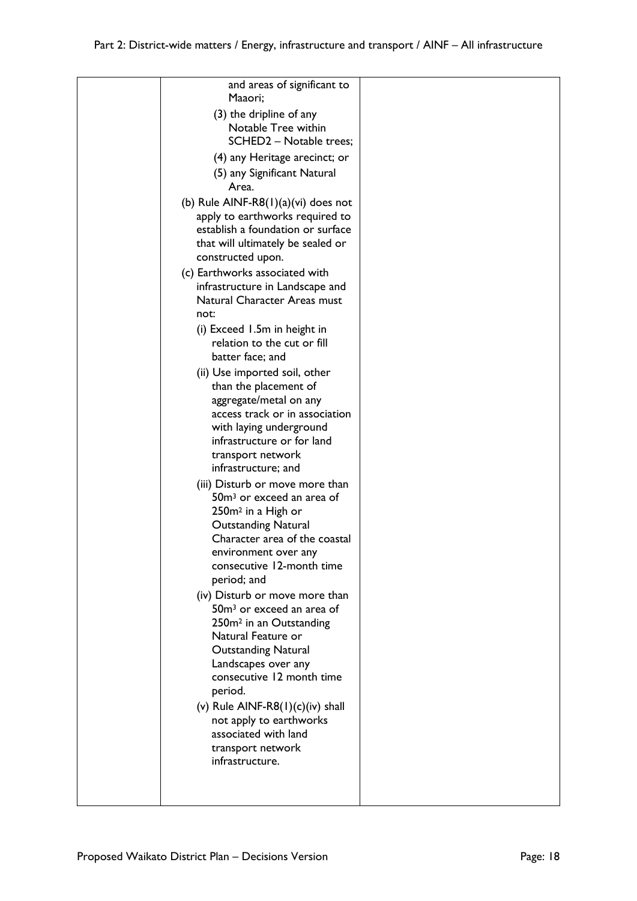| | | |
|---|---|---|
| | and areas of significant to Maaori;<br>(3) the dripline of any Notable Tree within SCHED2 – Notable trees;<br>(4) any Heritage arecinct; or<br>(5) any Significant Natural Area.<br>(b) Rule AINF-R8(1)(a)(vi) does not apply to earthworks required to establish a foundation or surface that will ultimately be sealed or constructed upon.<br>(c) Earthworks associated with infrastructure in Landscape and Natural Character Areas must not:<br>(i) Exceed 1.5m in height in relation to the cut or fill batter face; and<br>(ii) Use imported soil, other than the placement of aggregate/metal on any access track or in association with laying underground infrastructure or for land transport network infrastructure; and<br>(iii) Disturb or move more than 50m³ or exceed an area of 250m² in a High or Outstanding Natural Character area of the coastal environment over any consecutive 12-month time period; and<br>(iv) Disturb or move more than 50m³ or exceed an area of 250m² in an Outstanding Natural Feature or Outstanding Natural Landscapes over any consecutive 12 month time period.<br>(v) Rule AINF-R8(1)(c)(iv) shall not apply to earthworks associated with land transport network infrastructure. | |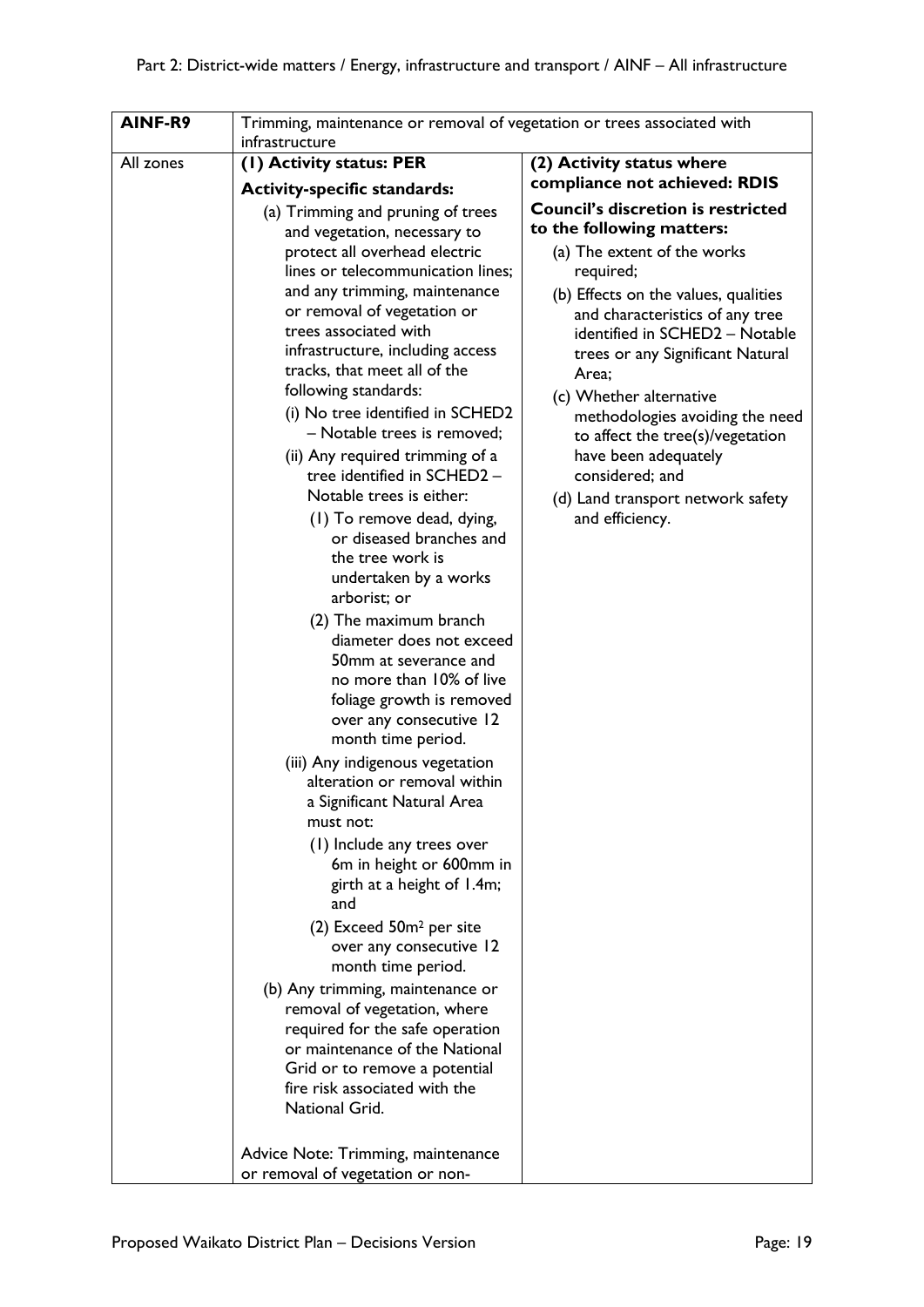| AINF-R9 | Trimming, maintenance or removal of vegetation or trees associated with infrastructure | |
|---|---|---|
| All zones | **(1) Activity status: PER**<br><br>**Activity-specific standards:**<br><br>(a) Trimming and pruning of trees and vegetation, necessary to protect all overhead electric lines or telecommunication lines; and any trimming, maintenance or removal of vegetation or trees associated with infrastructure, including access tracks, that meet all of the following standards:<br><br>(i) No tree identified in SCHED2 – Notable trees is removed;<br><br>(ii) Any required trimming of a tree identified in SCHED2 – Notable trees is either:<br><br>(1) To remove dead, dying, or diseased branches and the tree work is undertaken by a works arborist; or<br><br>(2) The maximum branch diameter does not exceed 50mm at severance and no more than 10% of live foliage growth is removed over any consecutive 12 month time period.<br><br>(iii) Any indigenous vegetation alteration or removal within a Significant Natural Area must not:<br><br>(1) Include any trees over 6m in height or 600mm in girth at a height of 1.4m; and<br><br>(2) Exceed 50m² per site over any consecutive 12 month time period.<br><br>(b) Any trimming, maintenance or removal of vegetation, where required for the safe operation or maintenance of the National Grid or to remove a potential fire risk associated with the National Grid.<br><br>Advice Note: Trimming, maintenance or removal of vegetation or non- | **(2) Activity status where compliance not achieved: RDIS**<br><br>**Council's discretion is restricted to the following matters:**<br><br>(a) The extent of the works required;<br><br>(b) Effects on the values, qualities and characteristics of any tree identified in SCHED2 – Notable trees or any Significant Natural Area;<br><br>(c) Whether alternative methodologies avoiding the need to affect the tree(s)/vegetation have been adequately considered; and<br><br>(d) Land transport network safety and efficiency. |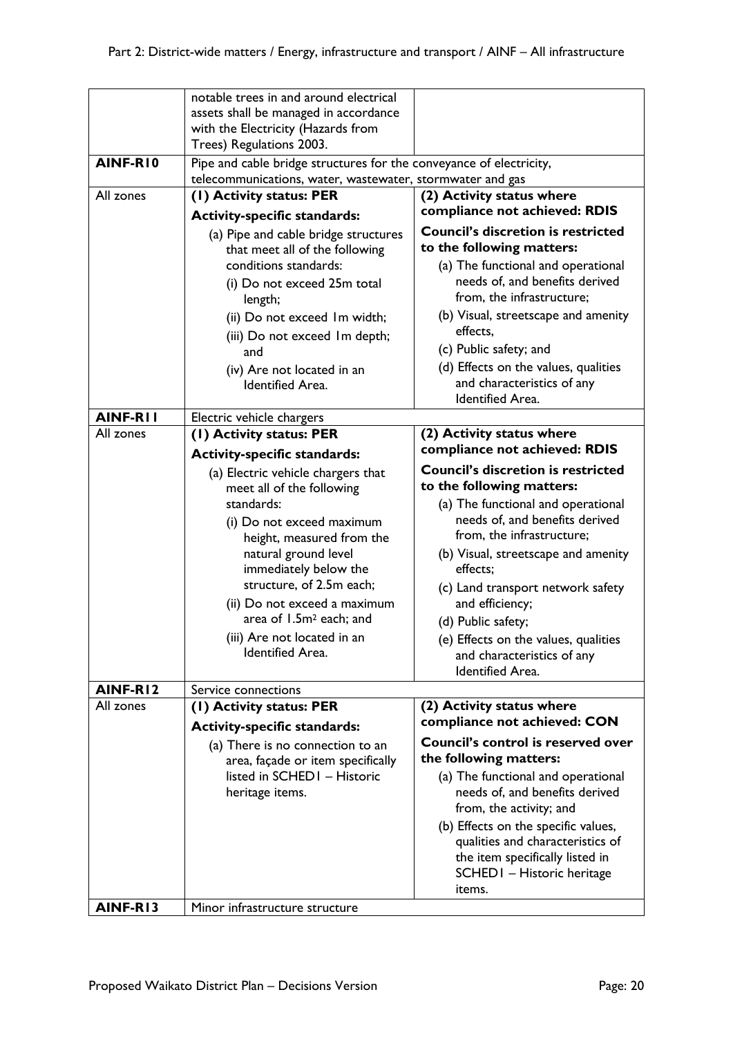| | | |
|---|---|---|
| | notable trees in and around electrical assets shall be managed in accordance with the Electricity (Hazards from Trees) Regulations 2003. | |
| **AINF-R10** | Pipe and cable bridge structures for the conveyance of electricity, telecommunications, water, wastewater, stormwater and gas | |
| All zones | **(1) Activity status: PER**<br>**Activity-specific standards:**<br>(a) Pipe and cable bridge structures that meet all of the following conditions standards:<br>(i) Do not exceed 25m total length;<br>(ii) Do not exceed 1m width;<br>(iii) Do not exceed 1m depth; and<br>(iv) Are not located in an Identified Area. | **(2) Activity status where compliance not achieved: RDIS**<br>**Council's discretion is restricted to the following matters:**<br>(a) The functional and operational needs of, and benefits derived from, the infrastructure;<br>(b) Visual, streetscape and amenity effects,<br>(c) Public safety; and<br>(d) Effects on the values, qualities and characteristics of any Identified Area. |
| **AINF-R11** | Electric vehicle chargers | |
| All zones | **(1) Activity status: PER**<br>**Activity-specific standards:**<br>(a) Electric vehicle chargers that meet all of the following standards:<br>(i) Do not exceed maximum height, measured from the natural ground level immediately below the structure, of 2.5m each;<br>(ii) Do not exceed a maximum area of 1.5m² each; and<br>(iii) Are not located in an Identified Area. | **(2) Activity status where compliance not achieved: RDIS**<br>**Council's discretion is restricted to the following matters:**<br>(a) The functional and operational needs of, and benefits derived from, the infrastructure;<br>(b) Visual, streetscape and amenity effects;<br>(c) Land transport network safety and efficiency;<br>(d) Public safety;<br>(e) Effects on the values, qualities and characteristics of any Identified Area. |
| **AINF-R12** | Service connections | |
| All zones | **(1) Activity status: PER**<br>**Activity-specific standards:**<br>(a) There is no connection to an area, façade or item specifically listed in SCHED1 – Historic heritage items. | **(2) Activity status where compliance not achieved: CON**<br>**Council's control is reserved over the following matters:**<br>(a) The functional and operational needs of, and benefits derived from, the activity; and<br>(b) Effects on the specific values, qualities and characteristics of the item specifically listed in SCHED1 – Historic heritage items. |
| **AINF-R13** | Minor infrastructure structure | |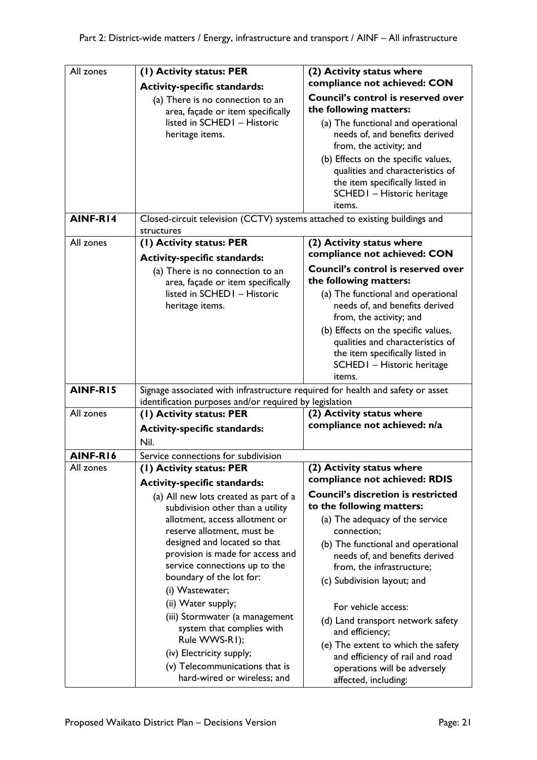| | | |
|---|---|---|
| All zones | **(1) Activity status: PER**<br>**Activity-specific standards:**<br>(a) There is no connection to an area, façade or item specifically listed in SCHED1 – Historic heritage items. | **(2) Activity status where compliance not achieved: CON**<br>**Council's control is reserved over the following matters:**<br>(a) The functional and operational needs of, and benefits derived from, the activity; and<br>(b) Effects on the specific values, qualities and characteristics of the item specifically listed in SCHED1 – Historic heritage items. |
| **AINF-R14** | Closed-circuit television (CCTV) systems attached to existing buildings and structures | |
| All zones | **(1) Activity status: PER**<br>**Activity-specific standards:**<br>(a) There is no connection to an area, façade or item specifically listed in SCHED1 – Historic heritage items. | **(2) Activity status where compliance not achieved: CON**<br>**Council's control is reserved over the following matters:**<br>(a) The functional and operational needs of, and benefits derived from, the activity; and<br>(b) Effects on the specific values, qualities and characteristics of the item specifically listed in SCHED1 – Historic heritage items. |
| **AINF-R15** | Signage associated with infrastructure required for health and safety or asset identification purposes and/or required by legislation | |
| All zones | **(1) Activity status: PER**<br>**Activity-specific standards:**<br>Nil. | **(2) Activity status where compliance not achieved: n/a** |
| **AINF-R16** | Service connections for subdivision | |
| All zones | **(1) Activity status: PER**<br>**Activity-specific standards:**<br>(a) All new lots created as part of a subdivision other than a utility allotment, access allotment or reserve allotment, must be designed and located so that provision is made for access and service connections up to the boundary of the lot for:<br>(i) Wastewater;<br>(ii) Water supply;<br>(iii) Stormwater (a management system that complies with Rule WWS-R1);<br>(iv) Electricity supply;<br>(v) Telecommunications that is hard-wired or wireless; and | **(2) Activity status where compliance not achieved: RDIS**<br>**Council's discretion is restricted to the following matters:**<br>(a) The adequacy of the service connection;<br>(b) The functional and operational needs of, and benefits derived from, the infrastructure;<br>(c) Subdivision layout; and<br><br>For vehicle access:<br>(d) Land transport network safety and efficiency;<br>(e) The extent to which the safety and efficiency of rail and road operations will be adversely affected, including: |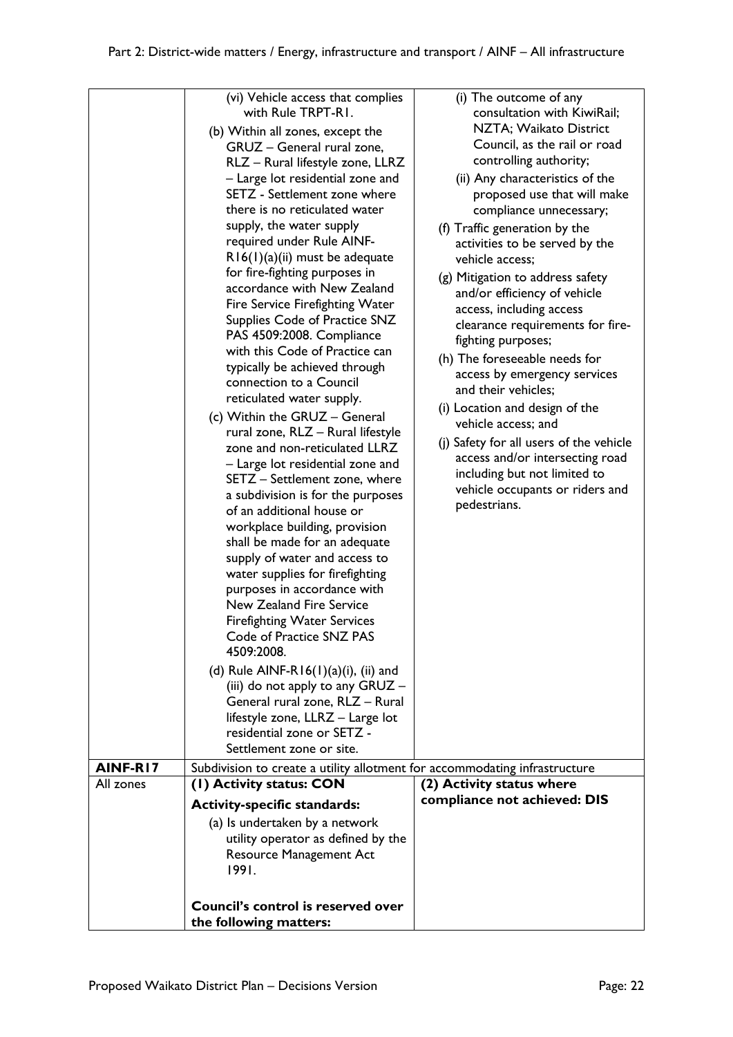| | | |
|---|---|---|
| | (vi) Vehicle access that complies with Rule TRPT-R1.<br>(b) Within all zones, except the GRUZ – General rural zone, RLZ – Rural lifestyle zone, LLRZ – Large lot residential zone and SETZ - Settlement zone where there is no reticulated water supply, the water supply required under Rule AINF-R16(1)(a)(ii) must be adequate for fire-fighting purposes in accordance with New Zealand Fire Service Firefighting Water Supplies Code of Practice SNZ PAS 4509:2008. Compliance with this Code of Practice can typically be achieved through connection to a Council reticulated water supply.<br>(c) Within the GRUZ – General rural zone, RLZ – Rural lifestyle zone and non-reticulated LLRZ – Large lot residential zone and SETZ – Settlement zone, where a subdivision is for the purposes of an additional house or workplace building, provision shall be made for an adequate supply of water and access to water supplies for firefighting purposes in accordance with New Zealand Fire Service Firefighting Water Services Code of Practice SNZ PAS 4509:2008.<br>(d) Rule AINF-R16(1)(a)(i), (ii) and (iii) do not apply to any GRUZ – General rural zone, RLZ – Rural lifestyle zone, LLRZ – Large lot residential zone or SETZ - Settlement zone or site. | (i) The outcome of any consultation with KiwiRail; NZTA; Waikato District Council, as the rail or road controlling authority;<br>(ii) Any characteristics of the proposed use that will make compliance unnecessary;<br>(f) Traffic generation by the activities to be served by the vehicle access;<br>(g) Mitigation to address safety and/or efficiency of vehicle access, including access clearance requirements for fire-fighting purposes;<br>(h) The foreseeable needs for access by emergency services and their vehicles;<br>(i) Location and design of the vehicle access; and<br>(j) Safety for all users of the vehicle access and/or intersecting road including but not limited to vehicle occupants or riders and pedestrians. |
| **AINF-R17** | Subdivision to create a utility allotment for accommodating infrastructure | |
| All zones | **(1) Activity status: CON**<br>**Activity-specific standards:**<br>(a) Is undertaken by a network utility operator as defined by the Resource Management Act 1991.<br><br>**Council's control is reserved over the following matters:** | **(2) Activity status where compliance not achieved: DIS** |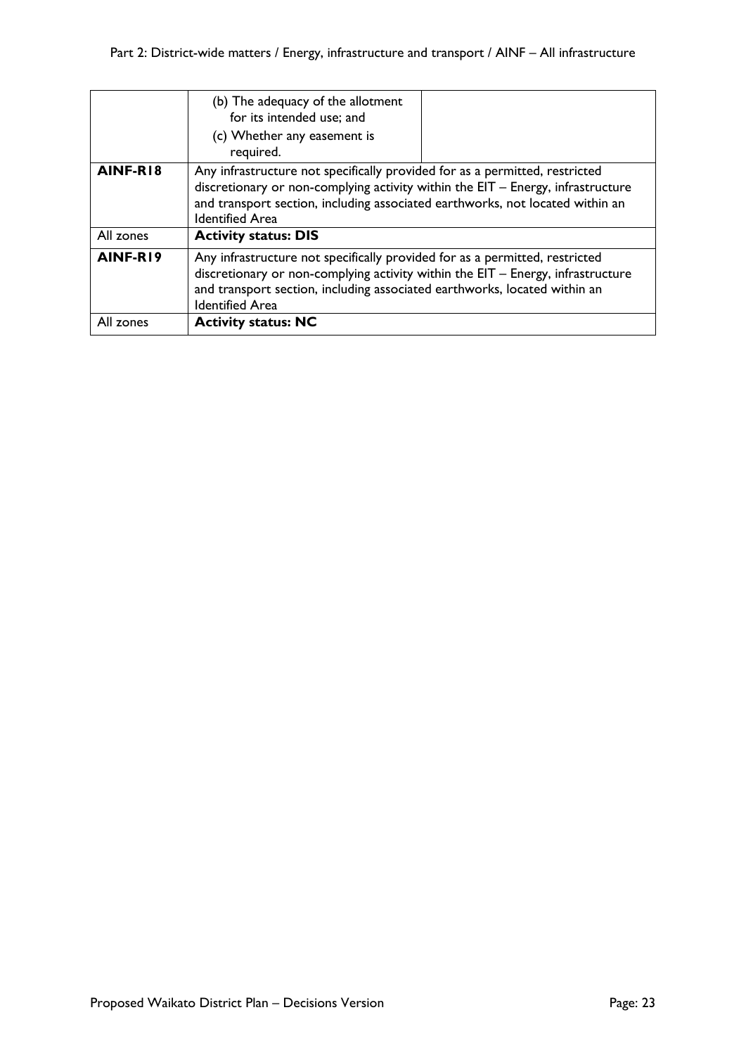| | | |
|---|---|---|
| | (b) The adequacy of the allotment for its intended use; and<br>(c) Whether any easement is required. | |
| **AINF-R18** | Any infrastructure not specifically provided for as a permitted, restricted discretionary or non-complying activity within the EIT – Energy, infrastructure and transport section, including associated earthworks, not located within an Identified Area | |
| All zones | **Activity status: DIS** | |
| **AINF-R19** | Any infrastructure not specifically provided for as a permitted, restricted discretionary or non-complying activity within the EIT – Energy, infrastructure and transport section, including associated earthworks, located within an Identified Area | |
| All zones | **Activity status: NC** | |